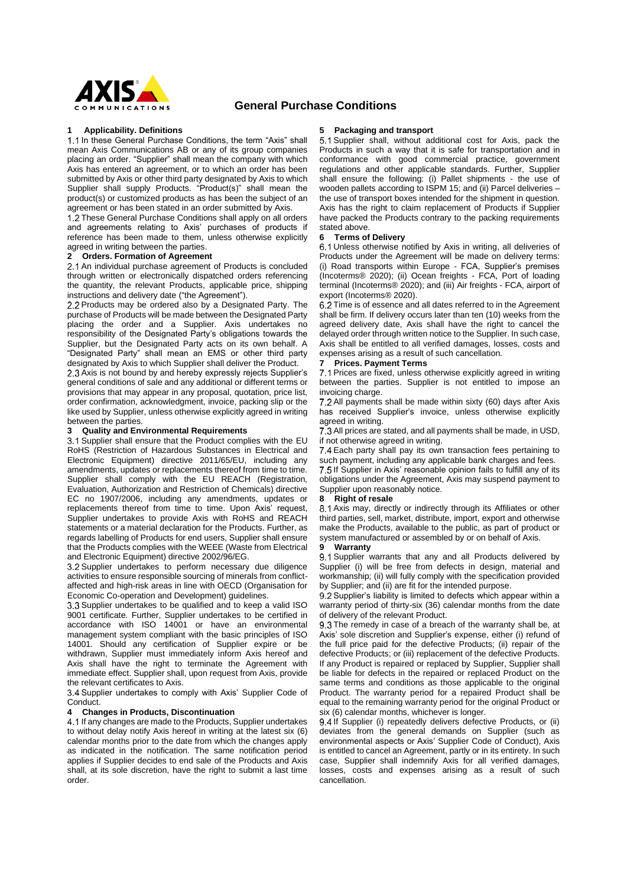# General Purchase Conditions

## 1 Applicability. Definitions

1.1 In these General Purchase Conditions, the term "Axis" shall mean Axis Communications AB or any of its group companies placing an order. "Supplier" shall mean the company with which Axis has entered an agreement, or to which an order has been submitted by Axis or other third party designated by Axis to which Supplier shall supply Products. "Product(s)" shall mean the product(s) or customized products as has been the subject of an agreement or has been stated in an order submitted by Axis.

1.2 These General Purchase Conditions shall apply on all orders and agreements relating to Axis' purchases of products if reference has been made to them, unless otherwise explicitly agreed in writing between the parties.

## 2 Orders. Formation of Agreement

2.1 An individual purchase agreement of Products is concluded through written or electronically dispatched orders referencing the quantity, the relevant Products, applicable price, shipping instructions and delivery date ("the Agreement").

2.2 Products may be ordered also by a Designated Party. The purchase of Products will be made between the Designated Party placing the order and a Supplier. Axis undertakes no responsibility of the Designated Party's obligations towards the Supplier, but the Designated Party acts on its own behalf. A "Designated Party" shall mean an EMS or other third party designated by Axis to which Supplier shall deliver the Product.

2.3 Axis is not bound by and hereby expressly rejects Supplier's general conditions of sale and any additional or different terms or provisions that may appear in any proposal, quotation, price list, order confirmation, acknowledgment, invoice, packing slip or the like used by Supplier, unless otherwise explicitly agreed in writing between the parties.

## 3 Quality and Environmental Requirements

3.1 Supplier shall ensure that the Product complies with the EU RoHS (Restriction of Hazardous Substances in Electrical and Electronic Equipment) directive 2011/65/EU, including any amendments, updates or replacements thereof from time to time. Supplier shall comply with the EU REACH (Registration, Evaluation, Authorization and Restriction of Chemicals) directive EC no 1907/2006, including any amendments, updates or replacements thereof from time to time. Upon Axis' request, Supplier undertakes to provide Axis with RoHS and REACH statements or a material declaration for the Products. Further, as regards labelling of Products for end users, Supplier shall ensure that the Products complies with the WEEE (Waste from Electrical and Electronic Equipment) directive 2002/96/EG.

3.2 Supplier undertakes to perform necessary due diligence activities to ensure responsible sourcing of minerals from conflict-affected and high-risk areas in line with OECD (Organisation for Economic Co-operation and Development) guidelines.

3.3 Supplier undertakes to be qualified and to keep a valid ISO 9001 certificate. Further, Supplier undertakes to be certified in accordance with ISO 14001 or have an environmental management system compliant with the basic principles of ISO 14001. Should any certification of Supplier expire or be withdrawn, Supplier must immediately inform Axis hereof and Axis shall have the right to terminate the Agreement with immediate effect. Supplier shall, upon request from Axis, provide the relevant certificates to Axis.

3.4 Supplier undertakes to comply with Axis' Supplier Code of Conduct.

## 4 Changes in Products, Discontinuation

4.1 If any changes are made to the Products, Supplier undertakes to without delay notify Axis hereof in writing at the latest six (6) calendar months prior to the date from which the changes apply as indicated in the notification. The same notification period applies if Supplier decides to end sale of the Products and Axis shall, at its sole discretion, have the right to submit a last time order.

## 5 Packaging and transport

5.1 Supplier shall, without additional cost for Axis, pack the Products in such a way that it is safe for transportation and in conformance with good commercial practice, government regulations and other applicable standards. Further, Supplier shall ensure the following: (i) Pallet shipments - the use of wooden pallets according to ISPM 15; and (ii) Parcel deliveries – the use of transport boxes intended for the shipment in question. Axis has the right to claim replacement of Products if Supplier have packed the Products contrary to the packing requirements stated above.

## 6 Terms of Delivery

6.1 Unless otherwise notified by Axis in writing, all deliveries of Products under the Agreement will be made on delivery terms: (i) Road transports within Europe - FCA, Supplier's premises (Incoterms® 2020); (ii) Ocean freights - FCA, Port of loading terminal (Incoterms® 2020); and (iii) Air freights - FCA, airport of export (Incoterms® 2020).

6.2 Time is of essence and all dates referred to in the Agreement shall be firm. If delivery occurs later than ten (10) weeks from the agreed delivery date, Axis shall have the right to cancel the delayed order through written notice to the Supplier. In such case, Axis shall be entitled to all verified damages, losses, costs and expenses arising as a result of such cancellation.

## 7 Prices. Payment Terms

7.1 Prices are fixed, unless otherwise explicitly agreed in writing between the parties. Supplier is not entitled to impose an invoicing charge.

7.2 All payments shall be made within sixty (60) days after Axis has received Supplier's invoice, unless otherwise explicitly agreed in writing.

7.3 All prices are stated, and all payments shall be made, in USD, if not otherwise agreed in writing.

7.4 Each party shall pay its own transaction fees pertaining to such payment, including any applicable bank charges and fees.

7.5 If Supplier in Axis' reasonable opinion fails to fulfill any of its obligations under the Agreement, Axis may suspend payment to Supplier upon reasonably notice.

## 8 Right of resale

8.1 Axis may, directly or indirectly through its Affiliates or other third parties, sell, market, distribute, import, export and otherwise make the Products, available to the public, as part of product or system manufactured or assembled by or on behalf of Axis.

## 9 Warranty

9.1 Supplier warrants that any and all Products delivered by Supplier (i) will be free from defects in design, material and workmanship; (ii) will fully comply with the specification provided by Supplier; and (ii) are fit for the intended purpose.

9.2 Supplier's liability is limited to defects which appear within a warranty period of thirty-six (36) calendar months from the date of delivery of the relevant Product.

9.3 The remedy in case of a breach of the warranty shall be, at Axis' sole discretion and Supplier's expense, either (i) refund of the full price paid for the defective Products; (ii) repair of the defective Products; or (iii) replacement of the defective Products. If any Product is repaired or replaced by Supplier, Supplier shall be liable for defects in the repaired or replaced Product on the same terms and conditions as those applicable to the original Product. The warranty period for a repaired Product shall be equal to the remaining warranty period for the original Product or six (6) calendar months, whichever is longer.

9.4 If Supplier (i) repeatedly delivers defective Products, or (ii) deviates from the general demands on Supplier (such as environmental aspects or Axis' Supplier Code of Conduct), Axis is entitled to cancel an Agreement, partly or in its entirety. In such case, Supplier shall indemnify Axis for all verified damages, losses, costs and expenses arising as a result of such cancellation.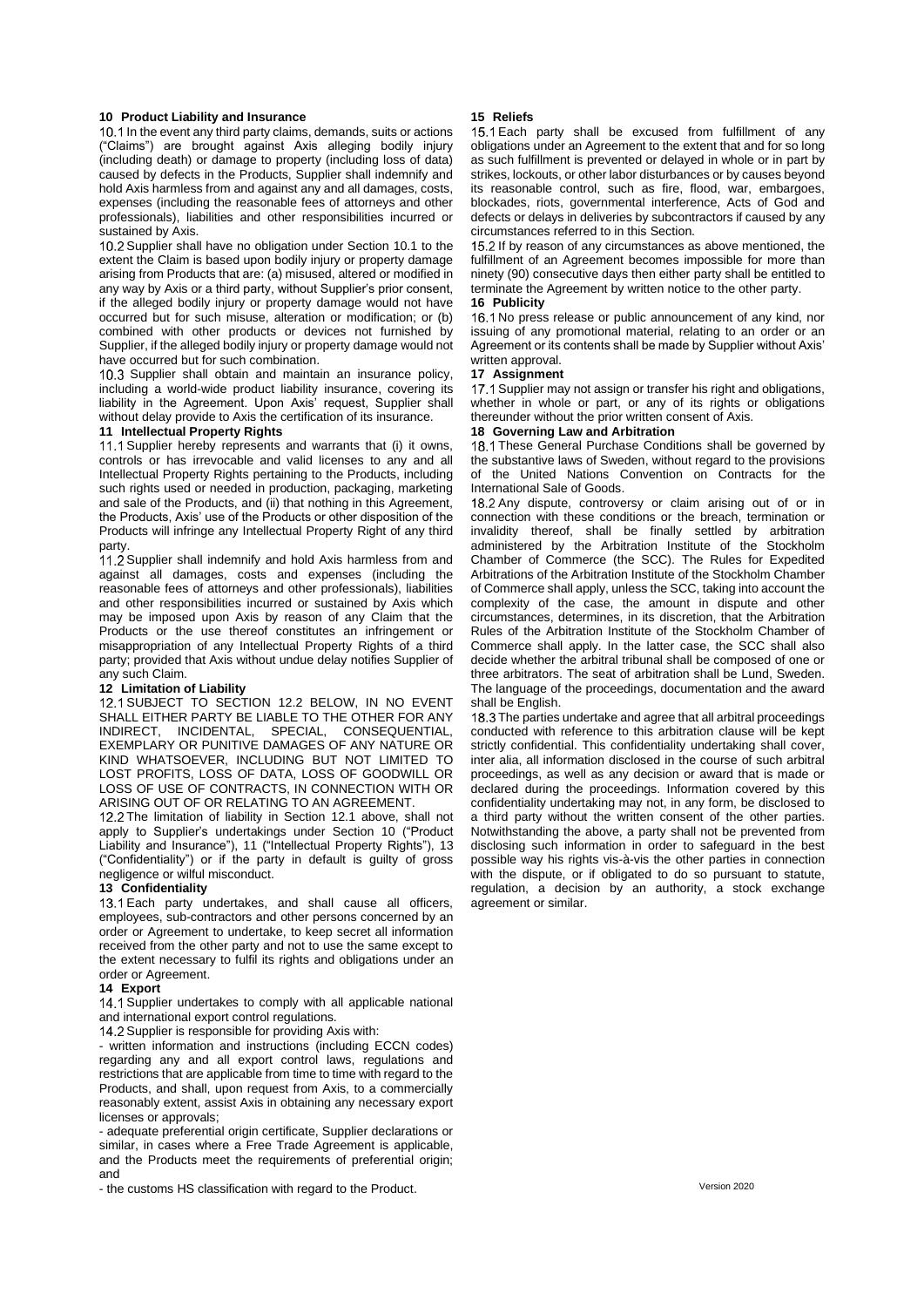## 10 Product Liability and Insurance

10.1 In the event any third party claims, demands, suits or actions ("Claims") are brought against Axis alleging bodily injury (including death) or damage to property (including loss of data) caused by defects in the Products, Supplier shall indemnify and hold Axis harmless from and against any and all damages, costs, expenses (including the reasonable fees of attorneys and other professionals), liabilities and other responsibilities incurred or sustained by Axis.

10.2 Supplier shall have no obligation under Section 10.1 to the extent the Claim is based upon bodily injury or property damage arising from Products that are: (a) misused, altered or modified in any way by Axis or a third party, without Supplier's prior consent, if the alleged bodily injury or property damage would not have occurred but for such misuse, alteration or modification; or (b) combined with other products or devices not furnished by Supplier, if the alleged bodily injury or property damage would not have occurred but for such combination.

10.3 Supplier shall obtain and maintain an insurance policy, including a world-wide product liability insurance, covering its liability in the Agreement. Upon Axis' request, Supplier shall without delay provide to Axis the certification of its insurance.

## 11 Intellectual Property Rights

11.1 Supplier hereby represents and warrants that (i) it owns, controls or has irrevocable and valid licenses to any and all Intellectual Property Rights pertaining to the Products, including such rights used or needed in production, packaging, marketing and sale of the Products, and (ii) that nothing in this Agreement, the Products, Axis' use of the Products or other disposition of the Products will infringe any Intellectual Property Right of any third party.

11.2 Supplier shall indemnify and hold Axis harmless from and against all damages, costs and expenses (including the reasonable fees of attorneys and other professionals), liabilities and other responsibilities incurred or sustained by Axis which may be imposed upon Axis by reason of any Claim that the Products or the use thereof constitutes an infringement or misappropriation of any Intellectual Property Rights of a third party; provided that Axis without undue delay notifies Supplier of any such Claim.

## 12 Limitation of Liability

12.1 SUBJECT TO SECTION 12.2 BELOW, IN NO EVENT SHALL EITHER PARTY BE LIABLE TO THE OTHER FOR ANY INDIRECT, INCIDENTAL, SPECIAL, CONSEQUENTIAL, EXEMPLARY OR PUNITIVE DAMAGES OF ANY NATURE OR KIND WHATSOEVER, INCLUDING BUT NOT LIMITED TO LOST PROFITS, LOSS OF DATA, LOSS OF GOODWILL OR LOSS OF USE OF CONTRACTS, IN CONNECTION WITH OR ARISING OUT OF OR RELATING TO AN AGREEMENT.

12.2 The limitation of liability in Section 12.1 above, shall not apply to Supplier's undertakings under Section 10 ("Product Liability and Insurance"), 11 ("Intellectual Property Rights"), 13 ("Confidentiality") or if the party in default is guilty of gross negligence or wilful misconduct.

## 13 Confidentiality

13.1 Each party undertakes, and shall cause all officers, employees, sub-contractors and other persons concerned by an order or Agreement to undertake, to keep secret all information received from the other party and not to use the same except to the extent necessary to fulfil its rights and obligations under an order or Agreement.

## 14 Export

14.1 Supplier undertakes to comply with all applicable national and international export control regulations.

14.2 Supplier is responsible for providing Axis with:

- written information and instructions (including ECCN codes) regarding any and all export control laws, regulations and restrictions that are applicable from time to time with regard to the Products, and shall, upon request from Axis, to a commercially reasonably extent, assist Axis in obtaining any necessary export licenses or approvals;
- adequate preferential origin certificate, Supplier declarations or similar, in cases where a Free Trade Agreement is applicable, and the Products meet the requirements of preferential origin; and
- the customs HS classification with regard to the Product.

## 15 Reliefs

15.1 Each party shall be excused from fulfillment of any obligations under an Agreement to the extent that and for so long as such fulfillment is prevented or delayed in whole or in part by strikes, lockouts, or other labor disturbances or by causes beyond its reasonable control, such as fire, flood, war, embargoes, blockades, riots, governmental interference, Acts of God and defects or delays in deliveries by subcontractors if caused by any circumstances referred to in this Section.

15.2 If by reason of any circumstances as above mentioned, the fulfillment of an Agreement becomes impossible for more than ninety (90) consecutive days then either party shall be entitled to terminate the Agreement by written notice to the other party.

## 16 Publicity

16.1 No press release or public announcement of any kind, nor issuing of any promotional material, relating to an order or an Agreement or its contents shall be made by Supplier without Axis' written approval.

## 17 Assignment

17.1 Supplier may not assign or transfer his right and obligations, whether in whole or part, or any of its rights or obligations thereunder without the prior written consent of Axis.

## 18 Governing Law and Arbitration

18.1 These General Purchase Conditions shall be governed by the substantive laws of Sweden, without regard to the provisions of the United Nations Convention on Contracts for the International Sale of Goods.

18.2 Any dispute, controversy or claim arising out of or in connection with these conditions or the breach, termination or invalidity thereof, shall be finally settled by arbitration administered by the Arbitration Institute of the Stockholm Chamber of Commerce (the SCC). The Rules for Expedited Arbitrations of the Arbitration Institute of the Stockholm Chamber of Commerce shall apply, unless the SCC, taking into account the complexity of the case, the amount in dispute and other circumstances, determines, in its discretion, that the Arbitration Rules of the Arbitration Institute of the Stockholm Chamber of Commerce shall apply. In the latter case, the SCC shall also decide whether the arbitral tribunal shall be composed of one or three arbitrators. The seat of arbitration shall be Lund, Sweden. The language of the proceedings, documentation and the award shall be English.

18.3 The parties undertake and agree that all arbitral proceedings conducted with reference to this arbitration clause will be kept strictly confidential. This confidentiality undertaking shall cover, inter alia, all information disclosed in the course of such arbitral proceedings, as well as any decision or award that is made or declared during the proceedings. Information covered by this confidentiality undertaking may not, in any form, be disclosed to a third party without the written consent of the other parties. Notwithstanding the above, a party shall not be prevented from disclosing such information in order to safeguard in the best possible way his rights vis-à-vis the other parties in connection with the dispute, or if obligated to do so pursuant to statute, regulation, a decision by an authority, a stock exchange agreement or similar.

Version 2020